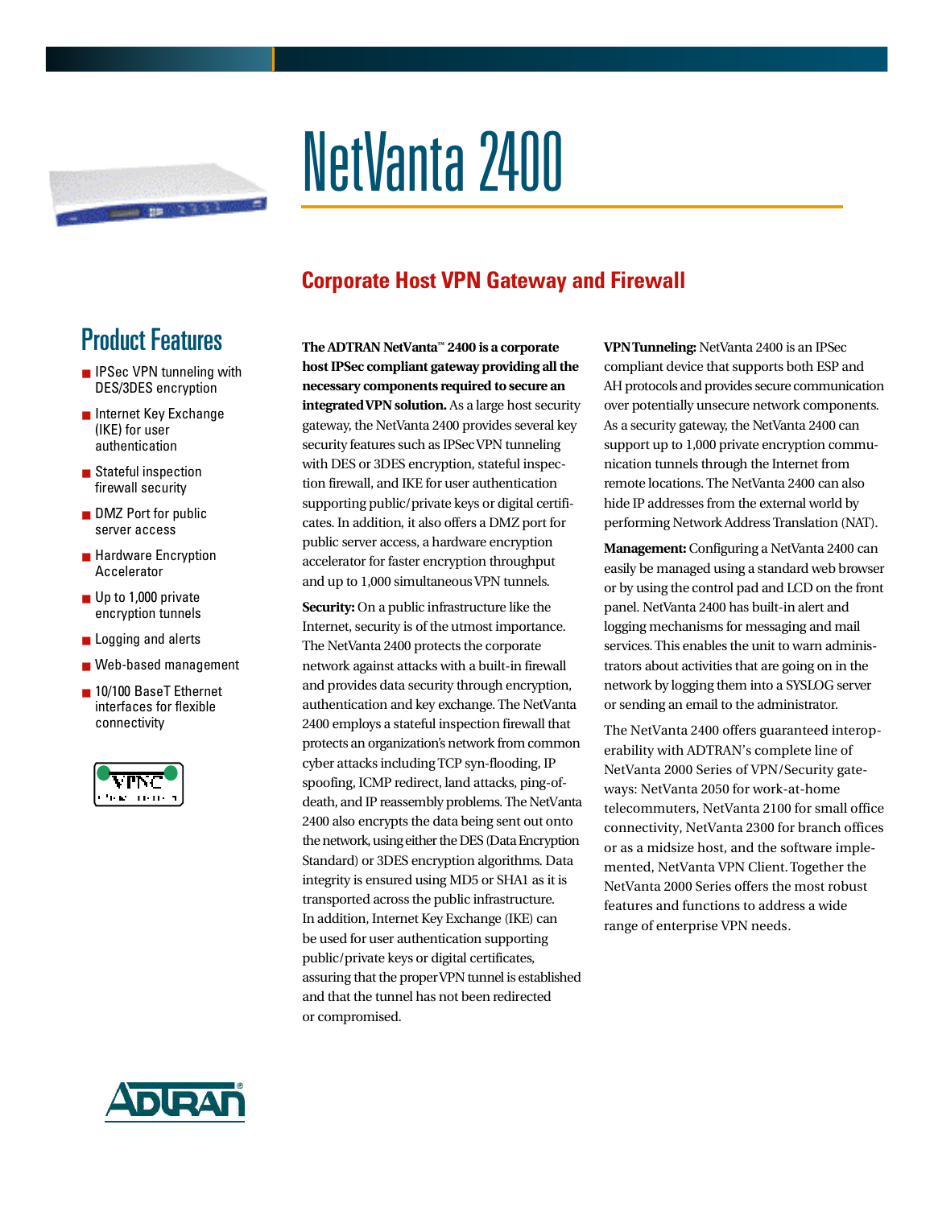# NetVanta 2400

## Corporate Host VPN Gateway and Firewall

## Product Features

- IPSec VPN tunneling with DES/3DES encryption
- Internet Key Exchange (IKE) for user authentication
- Stateful inspection firewall security
- DMZ Port for public server access
- Hardware Encryption Accelerator
- Up to 1,000 private encryption tunnels
- Logging and alerts
- Web-based management
- 10/100 BaseT Ethernet interfaces for flexible connectivity

**The ADTRAN NetVanta™ 2400 is a corporate host IPSec compliant gateway providing all the necessary components required to secure an integrated VPN solution.** As a large host security gateway, the NetVanta 2400 provides several key security features such as IPSec VPN tunneling with DES or 3DES encryption, stateful inspection firewall, and IKE for user authentication supporting public/private keys or digital certificates. In addition, it also offers a DMZ port for public server access, a hardware encryption accelerator for faster encryption throughput and up to 1,000 simultaneous VPN tunnels.

**Security:** On a public infrastructure like the Internet, security is of the utmost importance. The NetVanta 2400 protects the corporate network against attacks with a built-in firewall and provides data security through encryption, authentication and key exchange. The NetVanta 2400 employs a stateful inspection firewall that protects an organization's network from common cyber attacks including TCP syn-flooding, IP spoofing, ICMP redirect, land attacks, ping-of-death, and IP reassembly problems. The NetVanta 2400 also encrypts the data being sent out onto the network, using either the DES (Data Encryption Standard) or 3DES encryption algorithms. Data integrity is ensured using MD5 or SHA1 as it is transported across the public infrastructure. In addition, Internet Key Exchange (IKE) can be used for user authentication supporting public/private keys or digital certificates, assuring that the proper VPN tunnel is established and that the tunnel has not been redirected or compromised.

**VPN Tunneling:** NetVanta 2400 is an IPSec compliant device that supports both ESP and AH protocols and provides secure communication over potentially unsecure network components. As a security gateway, the NetVanta 2400 can support up to 1,000 private encryption communication tunnels through the Internet from remote locations. The NetVanta 2400 can also hide IP addresses from the external world by performing Network Address Translation (NAT).

**Management:** Configuring a NetVanta 2400 can easily be managed using a standard web browser or by using the control pad and LCD on the front panel. NetVanta 2400 has built-in alert and logging mechanisms for messaging and mail services. This enables the unit to warn administrators about activities that are going on in the network by logging them into a SYSLOG server or sending an email to the administrator.

The NetVanta 2400 offers guaranteed interoperability with ADTRAN's complete line of NetVanta 2000 Series of VPN/Security gateways: NetVanta 2050 for work-at-home telecommuters, NetVanta 2100 for small office connectivity, NetVanta 2300 for branch offices or as a midsize host, and the software implemented, NetVanta VPN Client. Together the NetVanta 2000 Series offers the most robust features and functions to address a wide range of enterprise VPN needs.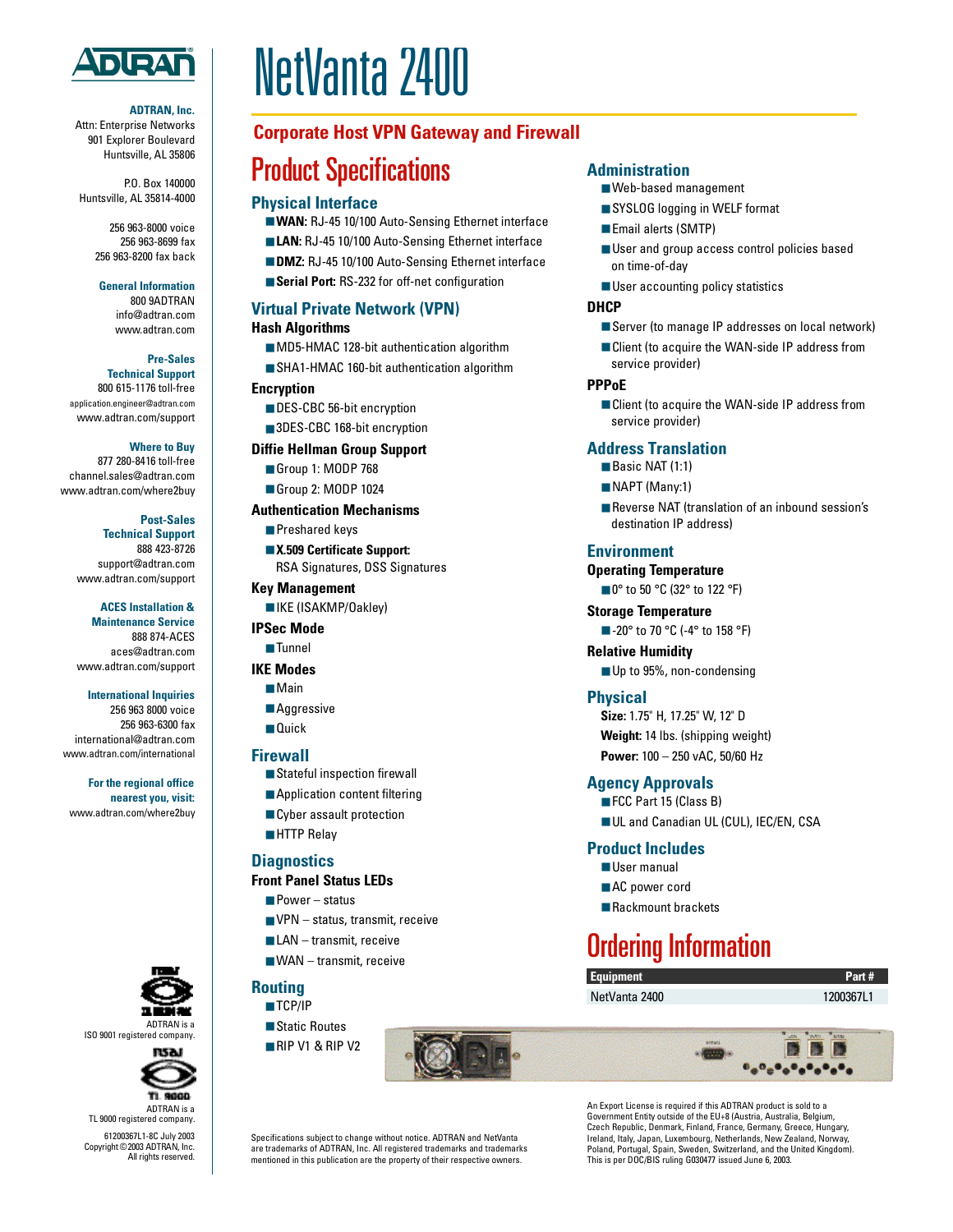# NetVanta 2400

## Corporate Host VPN Gateway and Firewall

# Product Specifications

### Physical Interface

- **WAN:** RJ-45 10/100 Auto-Sensing Ethernet interface
- **LAN:** RJ-45 10/100 Auto-Sensing Ethernet interface
- **DMZ:** RJ-45 10/100 Auto-Sensing Ethernet interface
- **Serial Port:** RS-232 for off-net configuration

### Virtual Private Network (VPN)

**Hash Algorithms**

- MD5-HMAC 128-bit authentication algorithm
- SHA1-HMAC 160-bit authentication algorithm

**Encryption**

- DES-CBC 56-bit encryption
- 3DES-CBC 168-bit encryption

**Diffie Hellman Group Support**

- Group 1: MODP 768
- Group 2: MODP 1024

**Authentication Mechanisms**

- Preshared keys
- **X.509 Certificate Support:** RSA Signatures, DSS Signatures

**Key Management**

- IKE (ISAKMP/Oakley)

**IPSec Mode**

- Tunnel

**IKE Modes**

- Main
- Aggressive
- Quick

### Firewall

- Stateful inspection firewall
- Application content filtering
- Cyber assault protection
- HTTP Relay

### Diagnostics

**Front Panel Status LEDs**

- Power – status
- VPN – status, transmit, receive
- LAN – transmit, receive
- WAN – transmit, receive

### Routing

- TCP/IP
- Static Routes
- RIP V1 & RIP V2

### Administration

- Web-based management
- SYSLOG logging in WELF format
- Email alerts (SMTP)
- User and group access control policies based on time-of-day
- User accounting policy statistics

**DHCP**

- Server (to manage IP addresses on local network)
- Client (to acquire the WAN-side IP address from service provider)

**PPPoE**

- Client (to acquire the WAN-side IP address from service provider)

### Address Translation

- Basic NAT (1:1)
- NAPT (Many:1)
- Reverse NAT (translation of an inbound session's destination IP address)

### Environment

**Operating Temperature**

- 0° to 50 °C (32° to 122 °F)

**Storage Temperature**

- -20° to 70 °C (-4° to 158 °F)

**Relative Humidity**

- Up to 95%, non-condensing

### Physical

**Size:** 1.75" H, 17.25" W, 12" D

**Weight:** 14 lbs. (shipping weight)

**Power:** 100 – 250 vAC, 50/60 Hz

### Agency Approvals

- FCC Part 15 (Class B)
- UL and Canadian UL (CUL), IEC/EN, CSA

### Product Includes

- User manual
- AC power cord
- Rackmount brackets

# Ordering Information

| Equipment | Part # |
|---|---|
| NetVanta 2400 | 1200367L1 |

An Export License is required if this ADTRAN product is sold to a Government Entity outside of the EU+8 (Austria, Australia, Belgium, Czech Republic, Denmark, Finland, France, Germany, Greece, Hungary, Ireland, Italy, Japan, Luxembourg, Netherlands, New Zealand, Norway, Poland, Portugal, Spain, Sweden, Switzerland, and the United Kingdom). This is per DOC/BIS ruling G030477 issued June 6, 2003.

Specifications subject to change without notice. ADTRAN and NetVanta are trademarks of ADTRAN, Inc. All registered trademarks and trademarks mentioned in this publication are the property of their respective owners.

---

**ADTRAN, Inc.**
Attn: Enterprise Networks
901 Explorer Boulevard
Huntsville, AL 35806

P.O. Box 140000
Huntsville, AL 35814-4000

256 963-8000 voice
256 963-8699 fax
256 963-8200 fax back

**General Information**
800 9ADTRAN
info@adtran.com
www.adtran.com

**Pre-Sales Technical Support**
800 615-1176 toll-free
application.engineer@adtran.com
www.adtran.com/support

**Where to Buy**
877 280-8416 toll-free
channel.sales@adtran.com
www.adtran.com/where2buy

**Post-Sales Technical Support**
888 423-8726
support@adtran.com
www.adtran.com/support

**ACES Installation & Maintenance Service**
888 874-ACES
aces@adtran.com
www.adtran.com/support

**International Inquiries**
256 963 8000 voice
256 963-6300 fax
international@adtran.com
www.adtran.com/international

**For the regional office nearest you, visit:**
www.adtran.com/where2buy

ADTRAN is a ISO 9001 registered company.

ADTRAN is a TL 9000 registered company.

61200367L1-8C July 2003
Copyright © 2003 ADTRAN, Inc.
All rights reserved.